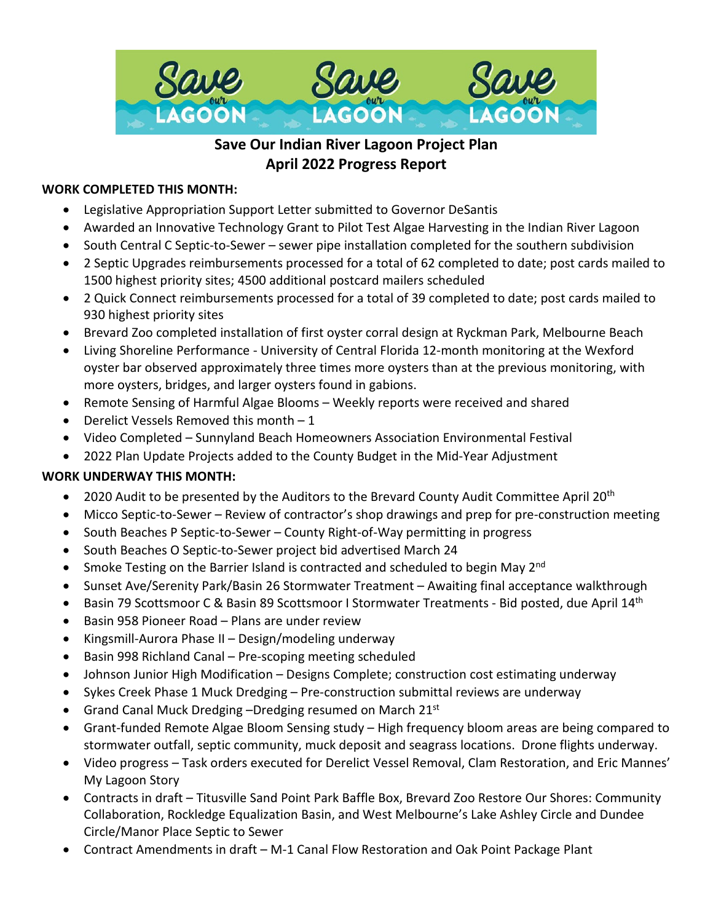# Save Our Indian River Lagoon Project Plan
## April 2022 Progress Report

**WORK COMPLETED THIS MONTH:**

- Legislative Appropriation Support Letter submitted to Governor DeSantis
- Awarded an Innovative Technology Grant to Pilot Test Algae Harvesting in the Indian River Lagoon
- South Central C Septic-to-Sewer – sewer pipe installation completed for the southern subdivision
- 2 Septic Upgrades reimbursements processed for a total of 62 completed to date; post cards mailed to 1500 highest priority sites; 4500 additional postcard mailers scheduled
- 2 Quick Connect reimbursements processed for a total of 39 completed to date; post cards mailed to 930 highest priority sites
- Brevard Zoo completed installation of first oyster corral design at Ryckman Park, Melbourne Beach
- Living Shoreline Performance - University of Central Florida 12-month monitoring at the Wexford oyster bar observed approximately three times more oysters than at the previous monitoring, with more oysters, bridges, and larger oysters found in gabions.
- Remote Sensing of Harmful Algae Blooms – Weekly reports were received and shared
- Derelict Vessels Removed this month – 1
- Video Completed – Sunnyland Beach Homeowners Association Environmental Festival
- 2022 Plan Update Projects added to the County Budget in the Mid-Year Adjustment

**WORK UNDERWAY THIS MONTH:**

- 2020 Audit to be presented by the Auditors to the Brevard County Audit Committee April 20th
- Micco Septic-to-Sewer – Review of contractor's shop drawings and prep for pre-construction meeting
- South Beaches P Septic-to-Sewer – County Right-of-Way permitting in progress
- South Beaches O Septic-to-Sewer project bid advertised March 24
- Smoke Testing on the Barrier Island is contracted and scheduled to begin May 2nd
- Sunset Ave/Serenity Park/Basin 26 Stormwater Treatment – Awaiting final acceptance walkthrough
- Basin 79 Scottsmoor C & Basin 89 Scottsmoor I Stormwater Treatments - Bid posted, due April 14th
- Basin 958 Pioneer Road – Plans are under review
- Kingsmill-Aurora Phase II – Design/modeling underway
- Basin 998 Richland Canal – Pre-scoping meeting scheduled
- Johnson Junior High Modification – Designs Complete; construction cost estimating underway
- Sykes Creek Phase 1 Muck Dredging – Pre-construction submittal reviews are underway
- Grand Canal Muck Dredging –Dredging resumed on March 21st
- Grant-funded Remote Algae Bloom Sensing study – High frequency bloom areas are being compared to stormwater outfall, septic community, muck deposit and seagrass locations. Drone flights underway.
- Video progress – Task orders executed for Derelict Vessel Removal, Clam Restoration, and Eric Mannes' My Lagoon Story
- Contracts in draft – Titusville Sand Point Park Baffle Box, Brevard Zoo Restore Our Shores: Community Collaboration, Rockledge Equalization Basin, and West Melbourne's Lake Ashley Circle and Dundee Circle/Manor Place Septic to Sewer
- Contract Amendments in draft – M-1 Canal Flow Restoration and Oak Point Package Plant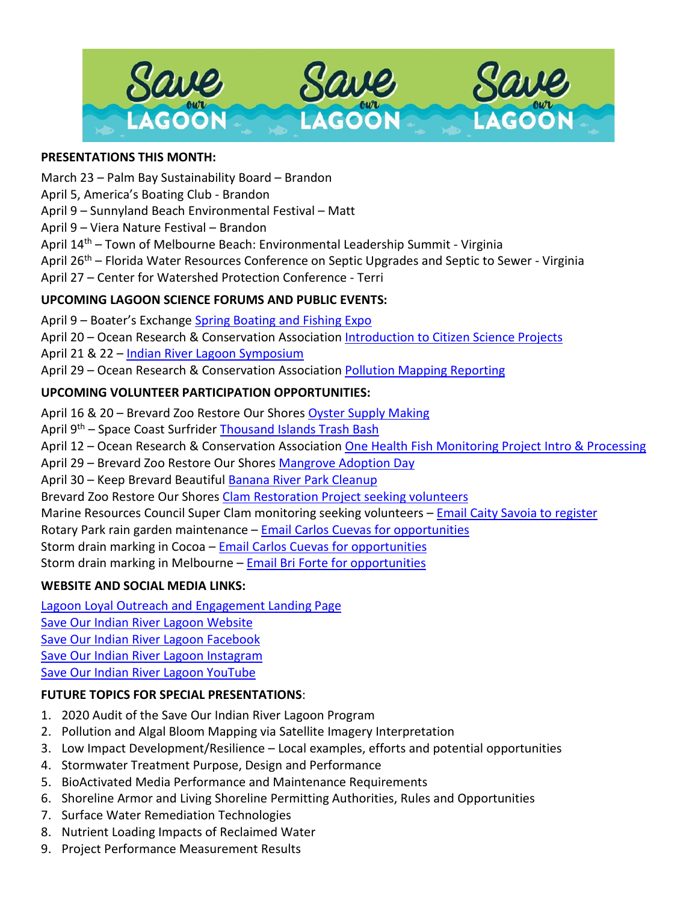**PRESENTATIONS THIS MONTH:**

March 23 – Palm Bay Sustainability Board – Brandon
April 5, America's Boating Club - Brandon
April 9 – Sunnyland Beach Environmental Festival – Matt
April 9 – Viera Nature Festival – Brandon
April 14th – Town of Melbourne Beach: Environmental Leadership Summit - Virginia
April 26th – Florida Water Resources Conference on Septic Upgrades and Septic to Sewer - Virginia
April 27 – Center for Watershed Protection Conference - Terri

**UPCOMING LAGOON SCIENCE FORUMS AND PUBLIC EVENTS:**

April 9 – Boater's Exchange Spring Boating and Fishing Expo
April 20 – Ocean Research & Conservation Association Introduction to Citizen Science Projects
April 21 & 22 – Indian River Lagoon Symposium
April 29 – Ocean Research & Conservation Association Pollution Mapping Reporting

**UPCOMING VOLUNTEER PARTICIPATION OPPORTUNITIES:**

April 16 & 20 – Brevard Zoo Restore Our Shores Oyster Supply Making
April 9th – Space Coast Surfrider Thousand Islands Trash Bash
April 12 – Ocean Research & Conservation Association One Health Fish Monitoring Project Intro & Processing
April 29 – Brevard Zoo Restore Our Shores Mangrove Adoption Day
April 30 – Keep Brevard Beautiful Banana River Park Cleanup
Brevard Zoo Restore Our Shores Clam Restoration Project seeking volunteers
Marine Resources Council Super Clam monitoring seeking volunteers – Email Caity Savoia to register
Rotary Park rain garden maintenance – Email Carlos Cuevas for opportunities
Storm drain marking in Cocoa – Email Carlos Cuevas for opportunities
Storm drain marking in Melbourne – Email Bri Forte for opportunities

**WEBSITE AND SOCIAL MEDIA LINKS:**

Lagoon Loyal Outreach and Engagement Landing Page
Save Our Indian River Lagoon Website
Save Our Indian River Lagoon Facebook
Save Our Indian River Lagoon Instagram
Save Our Indian River Lagoon YouTube

**FUTURE TOPICS FOR SPECIAL PRESENTATIONS**:

1. 2020 Audit of the Save Our Indian River Lagoon Program
2. Pollution and Algal Bloom Mapping via Satellite Imagery Interpretation
3. Low Impact Development/Resilience – Local examples, efforts and potential opportunities
4. Stormwater Treatment Purpose, Design and Performance
5. BioActivated Media Performance and Maintenance Requirements
6. Shoreline Armor and Living Shoreline Permitting Authorities, Rules and Opportunities
7. Surface Water Remediation Technologies
8. Nutrient Loading Impacts of Reclaimed Water
9. Project Performance Measurement Results